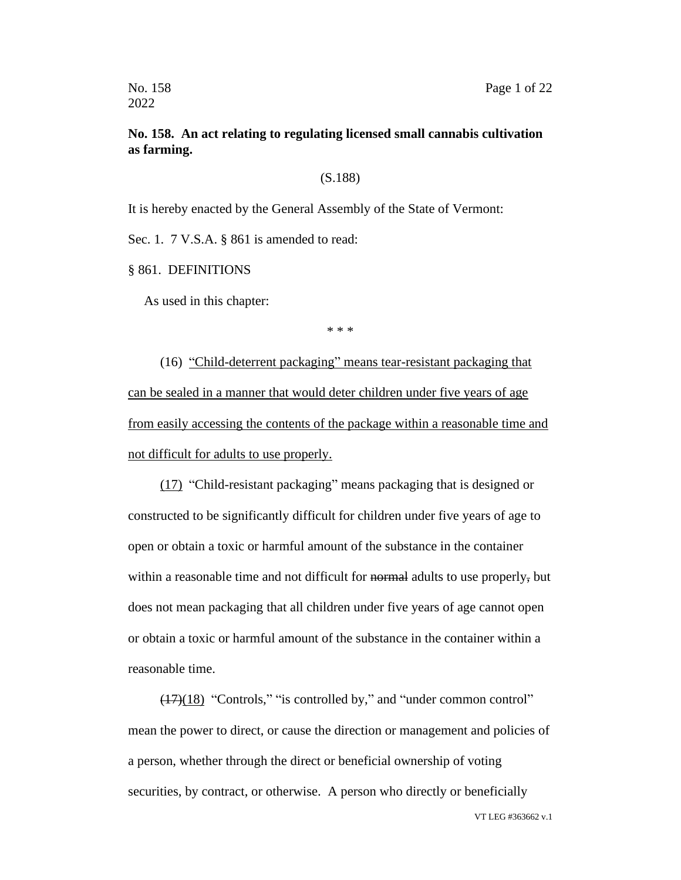**No. 158. An act relating to regulating licensed small cannabis cultivation as farming.**

(S.188)

It is hereby enacted by the General Assembly of the State of Vermont:

Sec. 1. 7 V.S.A. § 861 is amended to read:

§ 861. DEFINITIONS

As used in this chapter:

\* \* \*

(16) <u>"Child-deterrent packaging" means tear-resistant packaging that can be sealed in a manner that would deter children under five years of age from easily accessing the contents of the package within a reasonable time and not difficult for adults to use properly.</u>

<u>(17)</u> "Child-resistant packaging" means packaging that is designed or constructed to be significantly difficult for children under five years of age to open or obtain a toxic or harmful amount of the substance in the container within a reasonable time and not difficult for ~~normal~~ adults to use properly~~,~~ but does not mean packaging that all children under five years of age cannot open or obtain a toxic or harmful amount of the substance in the container within a reasonable time.

~~(17)~~<u>(18)</u> "Controls," "is controlled by," and "under common control" mean the power to direct, or cause the direction or management and policies of a person, whether through the direct or beneficial ownership of voting securities, by contract, or otherwise. A person who directly or beneficially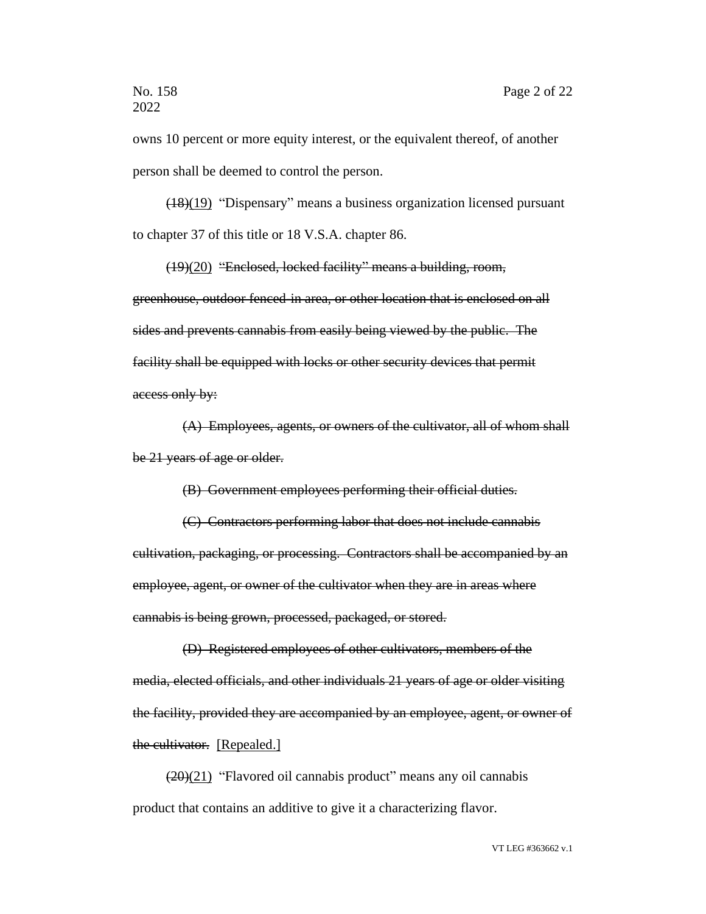owns 10 percent or more equity interest, or the equivalent thereof, of another person shall be deemed to control the person.

~~(18)~~(19) "Dispensary" means a business organization licensed pursuant to chapter 37 of this title or 18 V.S.A. chapter 86.

~~(19)~~(20) ~~"Enclosed, locked facility" means a building, room, greenhouse, outdoor fenced-in area, or other location that is enclosed on all sides and prevents cannabis from easily being viewed by the public. The facility shall be equipped with locks or other security devices that permit access only by:~~

~~(A) Employees, agents, or owners of the cultivator, all of whom shall be 21 years of age or older.~~

~~(B) Government employees performing their official duties.~~

~~(C) Contractors performing labor that does not include cannabis cultivation, packaging, or processing. Contractors shall be accompanied by an employee, agent, or owner of the cultivator when they are in areas where cannabis is being grown, processed, packaged, or stored.~~

~~(D) Registered employees of other cultivators, members of the media, elected officials, and other individuals 21 years of age or older visiting the facility, provided they are accompanied by an employee, agent, or owner of the cultivator.~~ [Repealed.]

~~(20)~~(21) "Flavored oil cannabis product" means any oil cannabis product that contains an additive to give it a characterizing flavor.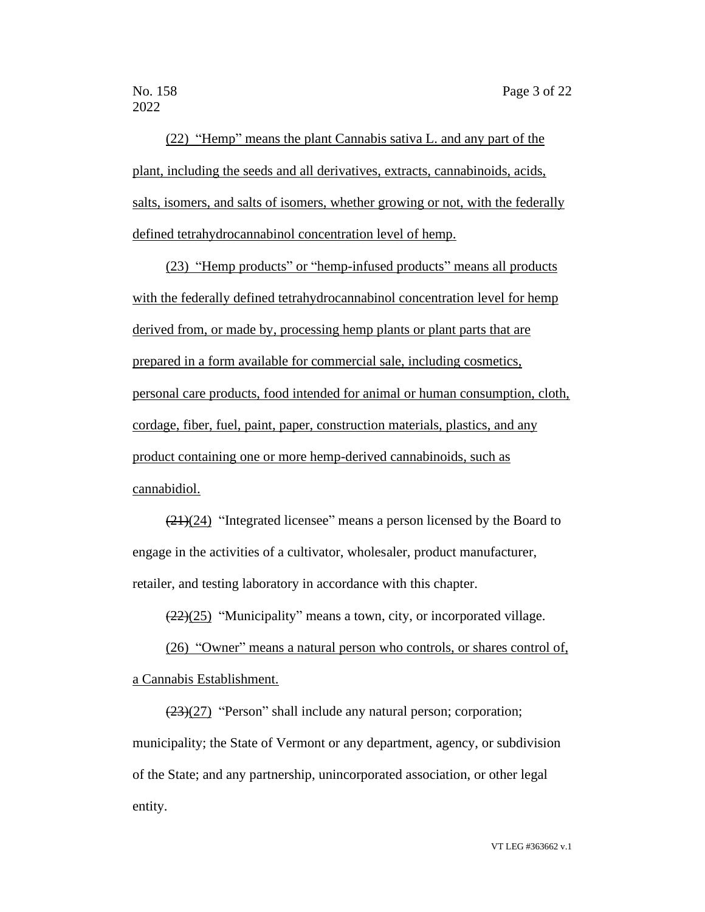(22) "Hemp" means the plant Cannabis sativa L. and any part of the plant, including the seeds and all derivatives, extracts, cannabinoids, acids, salts, isomers, and salts of isomers, whether growing or not, with the federally defined tetrahydrocannabinol concentration level of hemp.

(23) "Hemp products" or "hemp-infused products" means all products with the federally defined tetrahydrocannabinol concentration level for hemp derived from, or made by, processing hemp plants or plant parts that are prepared in a form available for commercial sale, including cosmetics, personal care products, food intended for animal or human consumption, cloth, cordage, fiber, fuel, paint, paper, construction materials, plastics, and any product containing one or more hemp-derived cannabinoids, such as cannabidiol.

~~(21)~~(24) "Integrated licensee" means a person licensed by the Board to engage in the activities of a cultivator, wholesaler, product manufacturer, retailer, and testing laboratory in accordance with this chapter.

~~(22)~~(25) "Municipality" means a town, city, or incorporated village.

(26) "Owner" means a natural person who controls, or shares control of, a Cannabis Establishment.

~~(23)~~(27) "Person" shall include any natural person; corporation; municipality; the State of Vermont or any department, agency, or subdivision of the State; and any partnership, unincorporated association, or other legal entity.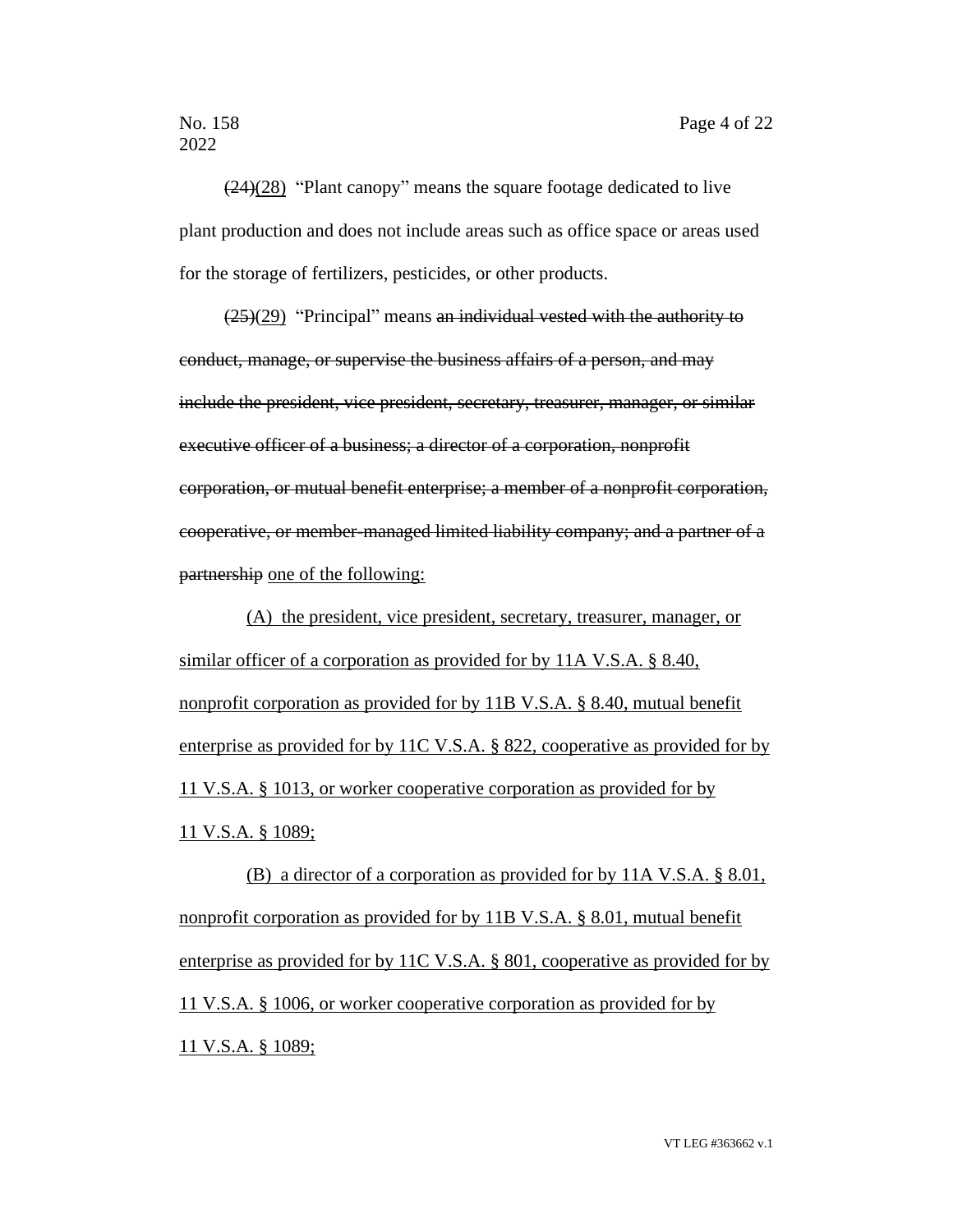~~(24)~~<u>(28)</u> "Plant canopy" means the square footage dedicated to live plant production and does not include areas such as office space or areas used for the storage of fertilizers, pesticides, or other products.

~~(25)~~<u>(29)</u> "Principal" means ~~an individual vested with the authority to conduct, manage, or supervise the business affairs of a person, and may include the president, vice president, secretary, treasurer, manager, or similar executive officer of a business; a director of a corporation, nonprofit corporation, or mutual benefit enterprise; a member of a nonprofit corporation, cooperative, or member-managed limited liability company; and a partner of a partnership~~ <u>one of the following:</u>

<u>(A) the president, vice president, secretary, treasurer, manager, or similar officer of a corporation as provided for by 11A V.S.A. § 8.40, nonprofit corporation as provided for by 11B V.S.A. § 8.40, mutual benefit enterprise as provided for by 11C V.S.A. § 822, cooperative as provided for by 11 V.S.A. § 1013, or worker cooperative corporation as provided for by 11 V.S.A. § 1089;</u>

<u>(B) a director of a corporation as provided for by 11A V.S.A. § 8.01, nonprofit corporation as provided for by 11B V.S.A. § 8.01, mutual benefit enterprise as provided for by 11C V.S.A. § 801, cooperative as provided for by 11 V.S.A. § 1006, or worker cooperative corporation as provided for by 11 V.S.A. § 1089;</u>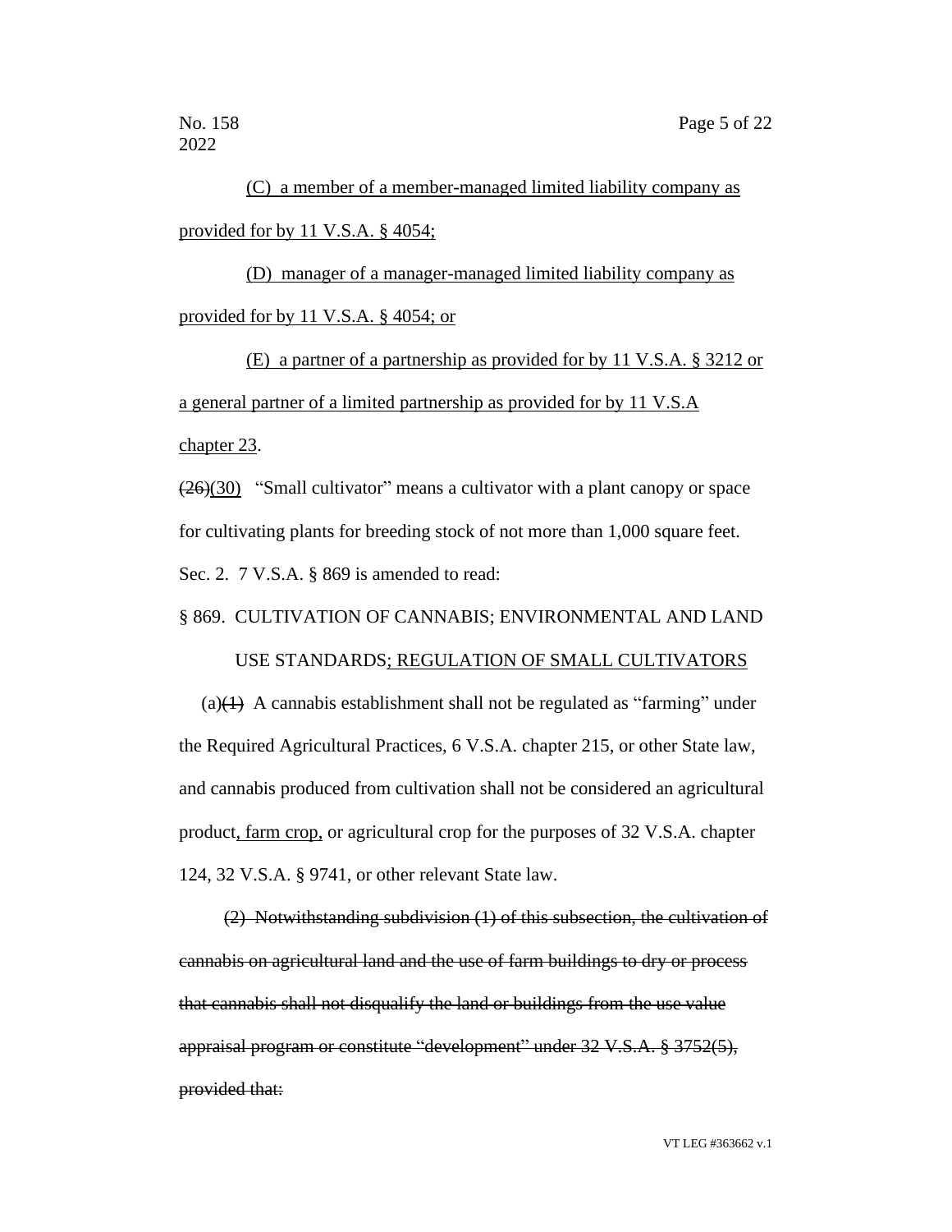(C) a member of a member-managed limited liability company as provided for by 11 V.S.A. § 4054;

(D) manager of a manager-managed limited liability company as provided for by 11 V.S.A. § 4054; or

(E) a partner of a partnership as provided for by 11 V.S.A. § 3212 or a general partner of a limited partnership as provided for by 11 V.S.A chapter 23.

~~(26)~~(30) "Small cultivator" means a cultivator with a plant canopy or space for cultivating plants for breeding stock of not more than 1,000 square feet.

Sec. 2. 7 V.S.A. § 869 is amended to read:

§ 869. CULTIVATION OF CANNABIS; ENVIRONMENTAL AND LAND USE STANDARDS; REGULATION OF SMALL CULTIVATORS

(a)~~(1)~~ A cannabis establishment shall not be regulated as "farming" under the Required Agricultural Practices, 6 V.S.A. chapter 215, or other State law, and cannabis produced from cultivation shall not be considered an agricultural product, farm crop, or agricultural crop for the purposes of 32 V.S.A. chapter 124, 32 V.S.A. § 9741, or other relevant State law.

~~(2) Notwithstanding subdivision (1) of this subsection, the cultivation of cannabis on agricultural land and the use of farm buildings to dry or process that cannabis shall not disqualify the land or buildings from the use value appraisal program or constitute "development" under 32 V.S.A. § 3752(5), provided that:~~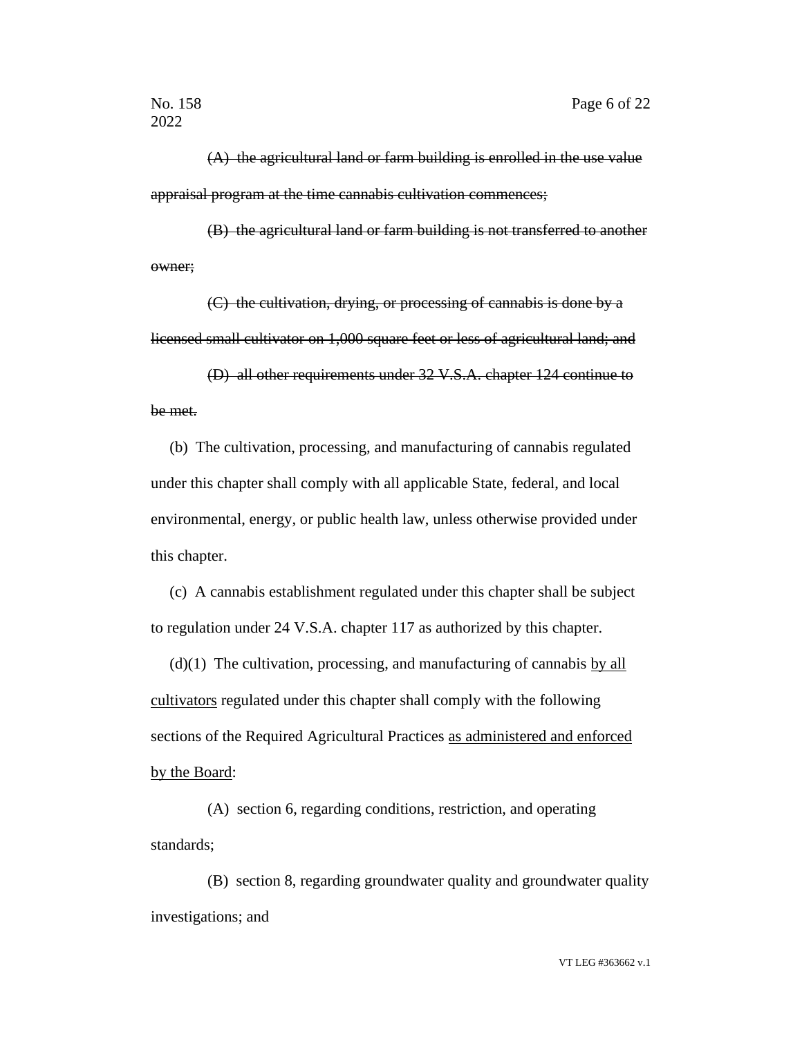~~(A) the agricultural land or farm building is enrolled in the use value appraisal program at the time cannabis cultivation commences;~~

~~(B) the agricultural land or farm building is not transferred to another owner;~~

~~(C) the cultivation, drying, or processing of cannabis is done by a licensed small cultivator on 1,000 square feet or less of agricultural land; and~~

~~(D) all other requirements under 32 V.S.A. chapter 124 continue to be met.~~

(b) The cultivation, processing, and manufacturing of cannabis regulated under this chapter shall comply with all applicable State, federal, and local environmental, energy, or public health law, unless otherwise provided under this chapter.

(c) A cannabis establishment regulated under this chapter shall be subject to regulation under 24 V.S.A. chapter 117 as authorized by this chapter.

(d)(1) The cultivation, processing, and manufacturing of cannabis <u>by all cultivators</u> regulated under this chapter shall comply with the following sections of the Required Agricultural Practices <u>as administered and enforced by the Board</u>:

(A) section 6, regarding conditions, restriction, and operating standards;

(B) section 8, regarding groundwater quality and groundwater quality investigations; and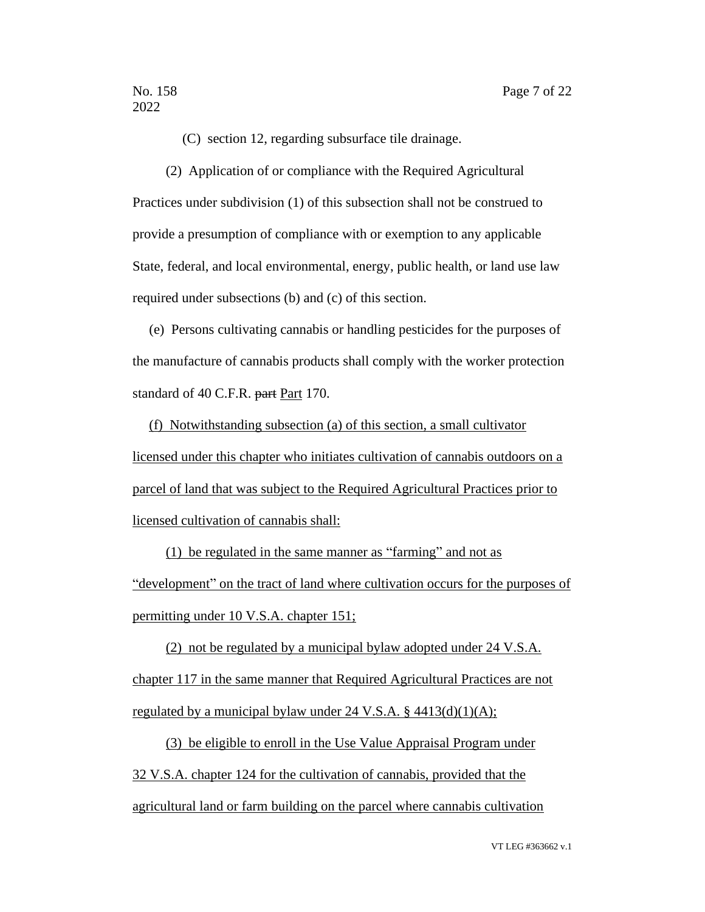(C) section 12, regarding subsurface tile drainage.

(2) Application of or compliance with the Required Agricultural Practices under subdivision (1) of this subsection shall not be construed to provide a presumption of compliance with or exemption to any applicable State, federal, and local environmental, energy, public health, or land use law required under subsections (b) and (c) of this section.

(e) Persons cultivating cannabis or handling pesticides for the purposes of the manufacture of cannabis products shall comply with the worker protection standard of 40 C.F.R. ~~part~~ <u>Part</u> 170.

<u>(f) Notwithstanding subsection (a) of this section, a small cultivator licensed under this chapter who initiates cultivation of cannabis outdoors on a parcel of land that was subject to the Required Agricultural Practices prior to licensed cultivation of cannabis shall:</u>

<u>(1) be regulated in the same manner as "farming" and not as "development" on the tract of land where cultivation occurs for the purposes of permitting under 10 V.S.A. chapter 151;</u>

<u>(2) not be regulated by a municipal bylaw adopted under 24 V.S.A. chapter 117 in the same manner that Required Agricultural Practices are not regulated by a municipal bylaw under 24 V.S.A. § 4413(d)(1)(A);</u>

<u>(3) be eligible to enroll in the Use Value Appraisal Program under 32 V.S.A. chapter 124 for the cultivation of cannabis, provided that the agricultural land or farm building on the parcel where cannabis cultivation</u>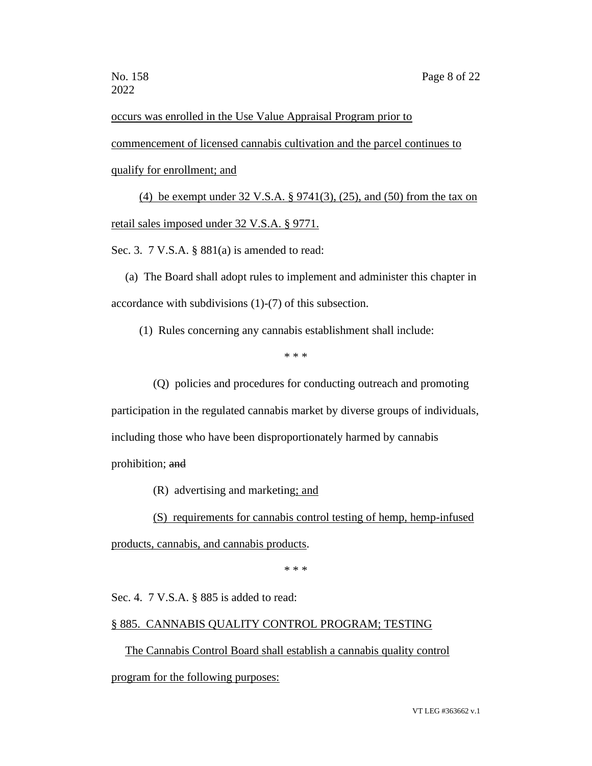occurs was enrolled in the Use Value Appraisal Program prior to commencement of licensed cannabis cultivation and the parcel continues to qualify for enrollment; and

(4) be exempt under 32 V.S.A. § 9741(3), (25), and (50) from the tax on retail sales imposed under 32 V.S.A. § 9771.

Sec. 3. 7 V.S.A. § 881(a) is amended to read:

(a) The Board shall adopt rules to implement and administer this chapter in accordance with subdivisions (1)-(7) of this subsection.

(1) Rules concerning any cannabis establishment shall include:

\* \* \*

(Q) policies and procedures for conducting outreach and promoting participation in the regulated cannabis market by diverse groups of individuals, including those who have been disproportionately harmed by cannabis prohibition; ~~and~~

(R) advertising and marketing; and

(S) requirements for cannabis control testing of hemp, hemp-infused products, cannabis, and cannabis products.

\* \* \*

Sec. 4. 7 V.S.A. § 885 is added to read:

§ 885. CANNABIS QUALITY CONTROL PROGRAM; TESTING

The Cannabis Control Board shall establish a cannabis quality control program for the following purposes: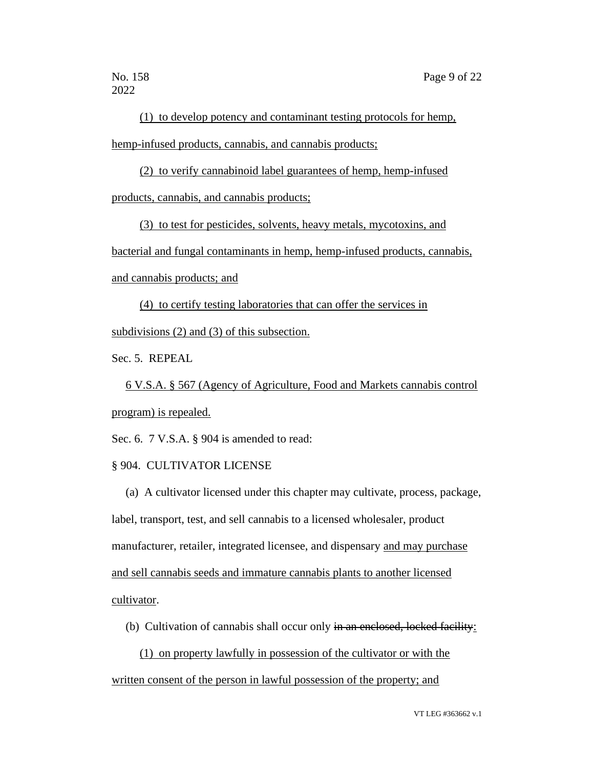(1) to develop potency and contaminant testing protocols for hemp, hemp-infused products, cannabis, and cannabis products;

(2) to verify cannabinoid label guarantees of hemp, hemp-infused products, cannabis, and cannabis products;

(3) to test for pesticides, solvents, heavy metals, mycotoxins, and bacterial and fungal contaminants in hemp, hemp-infused products, cannabis, and cannabis products; and

(4) to certify testing laboratories that can offer the services in subdivisions (2) and (3) of this subsection.

Sec. 5. REPEAL

6 V.S.A. § 567 (Agency of Agriculture, Food and Markets cannabis control program) is repealed.

Sec. 6. 7 V.S.A. § 904 is amended to read:

§ 904. CULTIVATOR LICENSE

(a) A cultivator licensed under this chapter may cultivate, process, package, label, transport, test, and sell cannabis to a licensed wholesaler, product manufacturer, retailer, integrated licensee, and dispensary and may purchase and sell cannabis seeds and immature cannabis plants to another licensed cultivator.

(b) Cultivation of cannabis shall occur only ~~in an enclosed, locked facility~~:

(1) on property lawfully in possession of the cultivator or with the written consent of the person in lawful possession of the property; and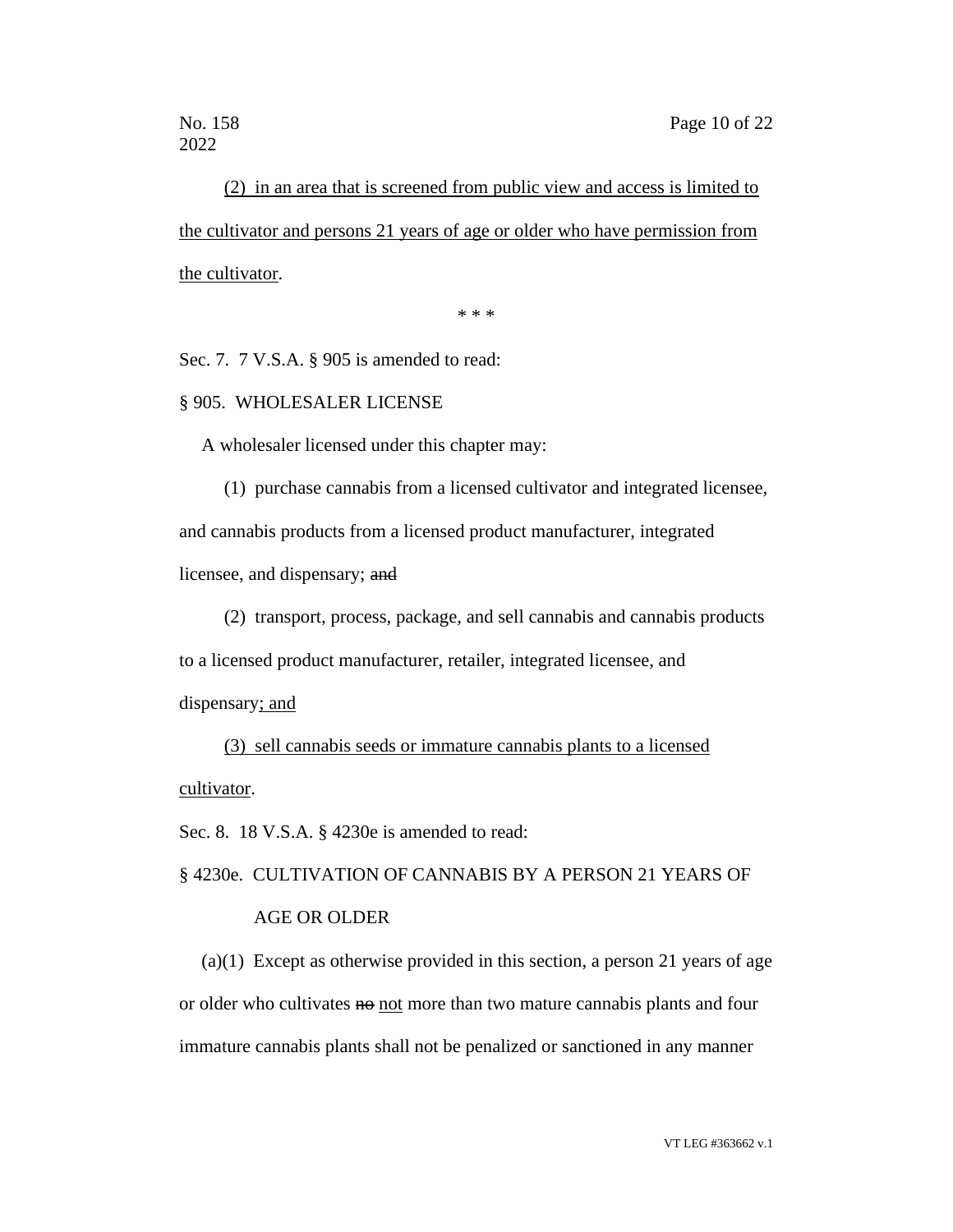(2) in an area that is screened from public view and access is limited to the cultivator and persons 21 years of age or older who have permission from the cultivator.

\* \* \*

Sec. 7. 7 V.S.A. § 905 is amended to read:

§ 905. WHOLESALER LICENSE

A wholesaler licensed under this chapter may:

(1) purchase cannabis from a licensed cultivator and integrated licensee, and cannabis products from a licensed product manufacturer, integrated licensee, and dispensary; ~~and~~

(2) transport, process, package, and sell cannabis and cannabis products to a licensed product manufacturer, retailer, integrated licensee, and dispensary; and

(3) sell cannabis seeds or immature cannabis plants to a licensed cultivator.

Sec. 8. 18 V.S.A. § 4230e is amended to read:

§ 4230e. CULTIVATION OF CANNABIS BY A PERSON 21 YEARS OF AGE OR OLDER

(a)(1) Except as otherwise provided in this section, a person 21 years of age or older who cultivates ~~no~~ not more than two mature cannabis plants and four immature cannabis plants shall not be penalized or sanctioned in any manner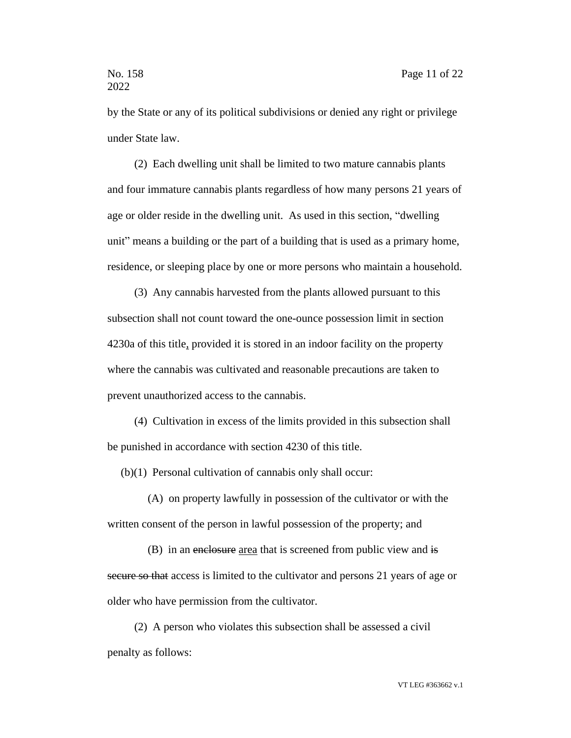by the State or any of its political subdivisions or denied any right or privilege under State law.

(2) Each dwelling unit shall be limited to two mature cannabis plants and four immature cannabis plants regardless of how many persons 21 years of age or older reside in the dwelling unit. As used in this section, "dwelling unit" means a building or the part of a building that is used as a primary home, residence, or sleeping place by one or more persons who maintain a household.

(3) Any cannabis harvested from the plants allowed pursuant to this subsection shall not count toward the one-ounce possession limit in section 4230a of this title, provided it is stored in an indoor facility on the property where the cannabis was cultivated and reasonable precautions are taken to prevent unauthorized access to the cannabis.

(4) Cultivation in excess of the limits provided in this subsection shall be punished in accordance with section 4230 of this title.

(b)(1) Personal cultivation of cannabis only shall occur:

(A) on property lawfully in possession of the cultivator or with the written consent of the person in lawful possession of the property; and

(B) in an ~~enclosure~~ <u>area</u> that is screened from public view and ~~is secure so that~~ access is limited to the cultivator and persons 21 years of age or older who have permission from the cultivator.

(2) A person who violates this subsection shall be assessed a civil penalty as follows: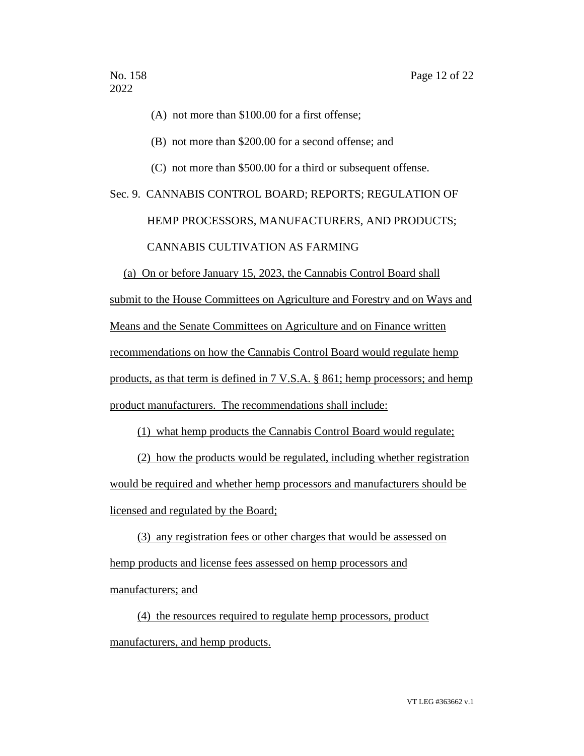(A) not more than $100.00 for a first offense;

(B) not more than $200.00 for a second offense; and

(C) not more than $500.00 for a third or subsequent offense.

Sec. 9. CANNABIS CONTROL BOARD; REPORTS; REGULATION OF HEMP PROCESSORS, MANUFACTURERS, AND PRODUCTS; CANNABIS CULTIVATION AS FARMING

(a) On or before January 15, 2023, the Cannabis Control Board shall submit to the House Committees on Agriculture and Forestry and on Ways and Means and the Senate Committees on Agriculture and on Finance written recommendations on how the Cannabis Control Board would regulate hemp products, as that term is defined in 7 V.S.A. § 861; hemp processors; and hemp product manufacturers. The recommendations shall include:

(1) what hemp products the Cannabis Control Board would regulate;

(2) how the products would be regulated, including whether registration would be required and whether hemp processors and manufacturers should be licensed and regulated by the Board;

(3) any registration fees or other charges that would be assessed on hemp products and license fees assessed on hemp processors and manufacturers; and

(4) the resources required to regulate hemp processors, product manufacturers, and hemp products.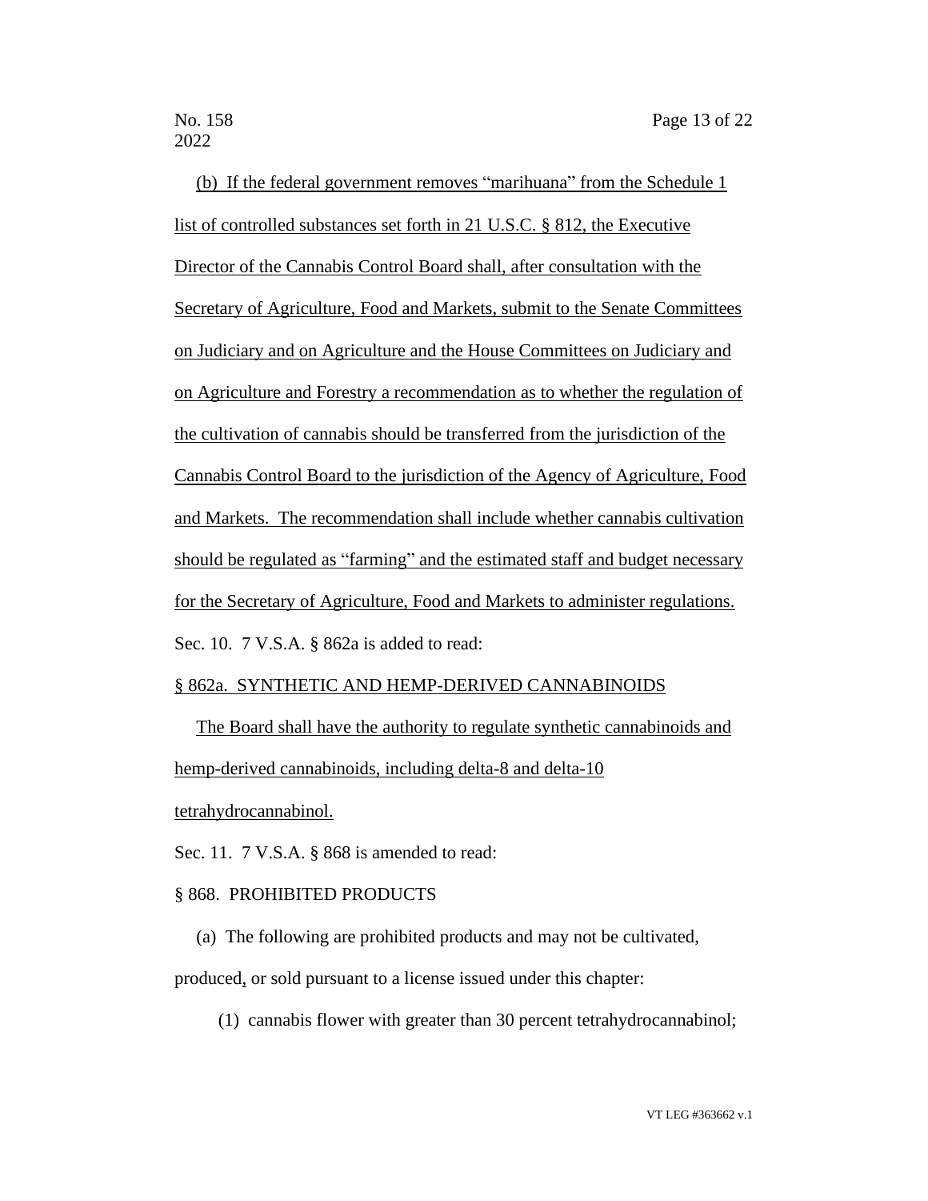(b) If the federal government removes "marihuana" from the Schedule 1 list of controlled substances set forth in 21 U.S.C. § 812, the Executive Director of the Cannabis Control Board shall, after consultation with the Secretary of Agriculture, Food and Markets, submit to the Senate Committees on Judiciary and on Agriculture and the House Committees on Judiciary and on Agriculture and Forestry a recommendation as to whether the regulation of the cultivation of cannabis should be transferred from the jurisdiction of the Cannabis Control Board to the jurisdiction of the Agency of Agriculture, Food and Markets. The recommendation shall include whether cannabis cultivation should be regulated as "farming" and the estimated staff and budget necessary for the Secretary of Agriculture, Food and Markets to administer regulations.

Sec. 10. 7 V.S.A. § 862a is added to read:

§ 862a. SYNTHETIC AND HEMP-DERIVED CANNABINOIDS

The Board shall have the authority to regulate synthetic cannabinoids and hemp-derived cannabinoids, including delta-8 and delta-10 tetrahydrocannabinol.

Sec. 11. 7 V.S.A. § 868 is amended to read:

§ 868. PROHIBITED PRODUCTS

(a) The following are prohibited products and may not be cultivated, produced, or sold pursuant to a license issued under this chapter:

(1) cannabis flower with greater than 30 percent tetrahydrocannabinol;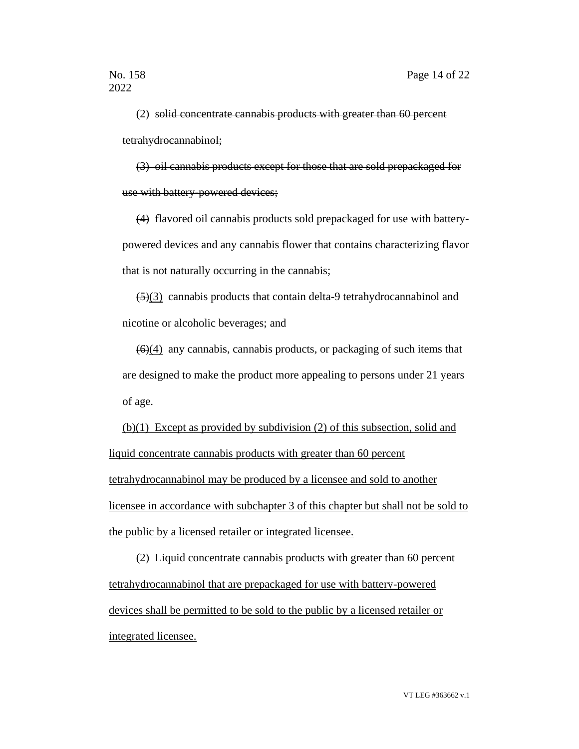(2) ~~solid concentrate cannabis products with greater than 60 percent tetrahydrocannabinol;~~

~~(3) oil cannabis products except for those that are sold prepackaged for use with battery-powered devices;~~

~~(4)~~ flavored oil cannabis products sold prepackaged for use with battery-powered devices and any cannabis flower that contains characterizing flavor that is not naturally occurring in the cannabis;

~~(5)~~<u>(3)</u> cannabis products that contain delta-9 tetrahydrocannabinol and nicotine or alcoholic beverages; and

~~(6)~~<u>(4)</u> any cannabis, cannabis products, or packaging of such items that are designed to make the product more appealing to persons under 21 years of age.

<u>(b)(1) Except as provided by subdivision (2) of this subsection, solid and liquid concentrate cannabis products with greater than 60 percent tetrahydrocannabinol may be produced by a licensee and sold to another licensee in accordance with subchapter 3 of this chapter but shall not be sold to the public by a licensed retailer or integrated licensee.</u>

<u>(2) Liquid concentrate cannabis products with greater than 60 percent tetrahydrocannabinol that are prepackaged for use with battery-powered devices shall be permitted to be sold to the public by a licensed retailer or integrated licensee.</u>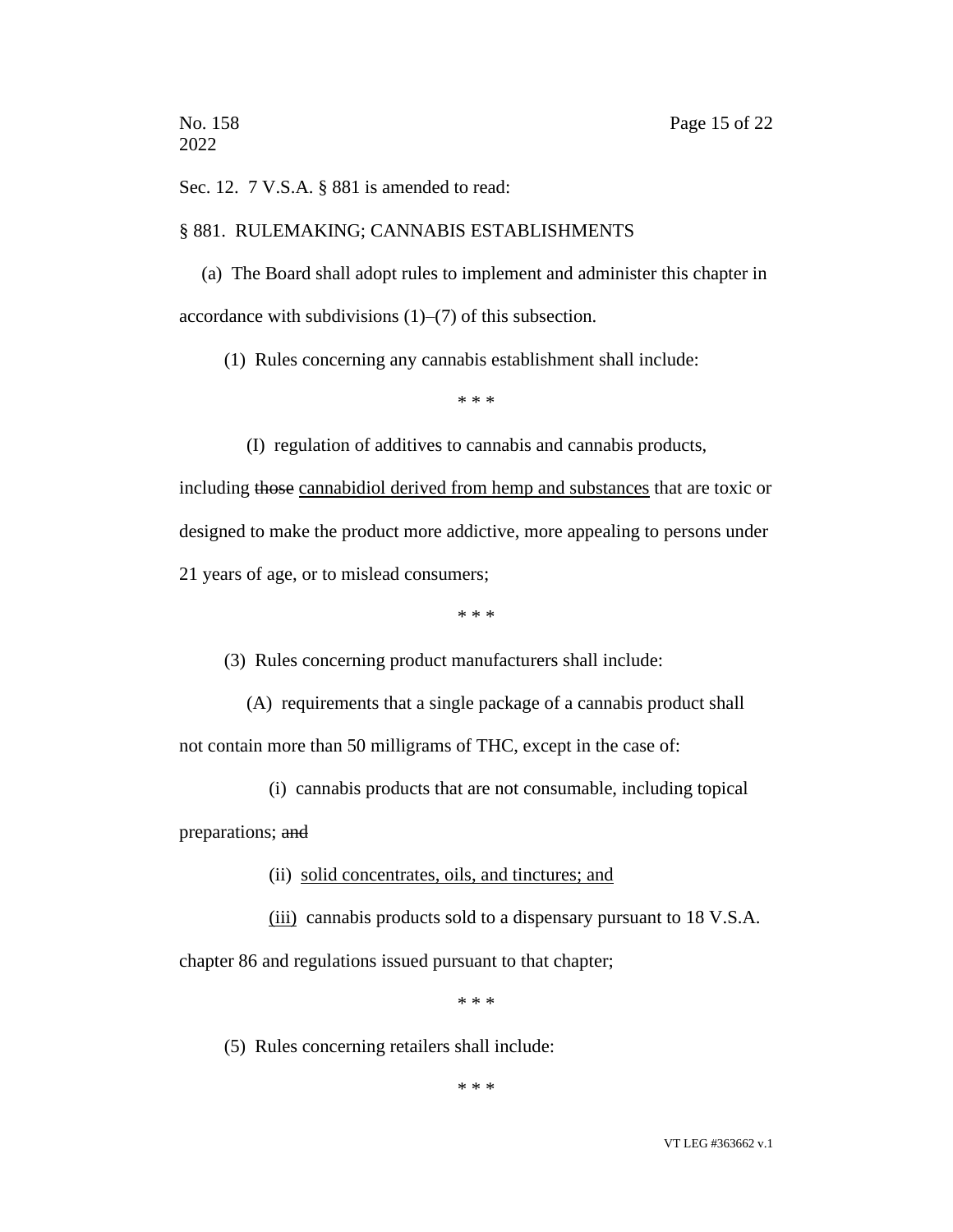Sec. 12. 7 V.S.A. § 881 is amended to read:

§ 881. RULEMAKING; CANNABIS ESTABLISHMENTS

(a) The Board shall adopt rules to implement and administer this chapter in accordance with subdivisions (1)–(7) of this subsection.

(1) Rules concerning any cannabis establishment shall include:

* * *

(I) regulation of additives to cannabis and cannabis products, including ~~those~~ <u>cannabidiol derived from hemp and substances</u> that are toxic or designed to make the product more addictive, more appealing to persons under 21 years of age, or to mislead consumers;

* * *

(3) Rules concerning product manufacturers shall include:

(A) requirements that a single package of a cannabis product shall not contain more than 50 milligrams of THC, except in the case of:

(i) cannabis products that are not consumable, including topical preparations; ~~and~~

(ii) <u>solid concentrates, oils, and tinctures; and</u>

<u>(iii)</u> cannabis products sold to a dispensary pursuant to 18 V.S.A. chapter 86 and regulations issued pursuant to that chapter;

* * *

(5) Rules concerning retailers shall include:

* * *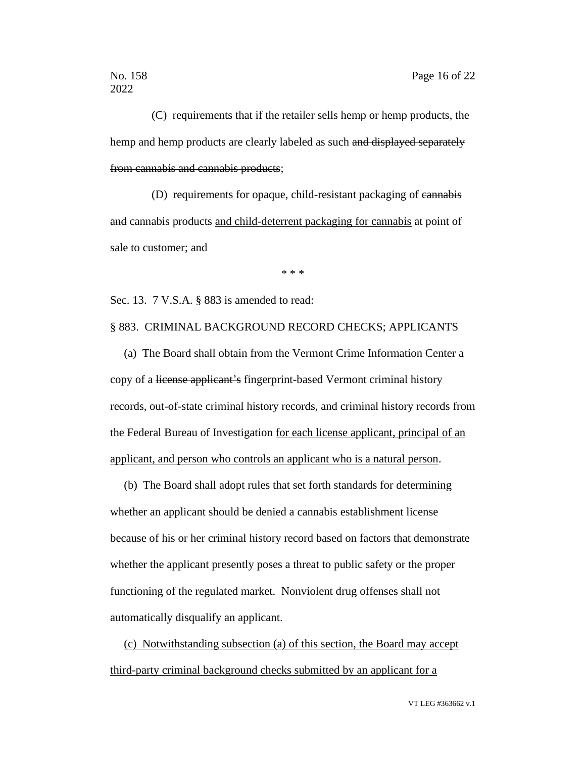(C) requirements that if the retailer sells hemp or hemp products, the hemp and hemp products are clearly labeled as such ~~and displayed separately from cannabis and cannabis products~~;

(D) requirements for opaque, child-resistant packaging of ~~cannabis and~~ cannabis products <u>and child-deterrent packaging for cannabis</u> at point of sale to customer; and

\* \* \*

Sec. 13. 7 V.S.A. § 883 is amended to read:

§ 883. CRIMINAL BACKGROUND RECORD CHECKS; APPLICANTS

(a) The Board shall obtain from the Vermont Crime Information Center a copy of a ~~license applicant's~~ fingerprint-based Vermont criminal history records, out-of-state criminal history records, and criminal history records from the Federal Bureau of Investigation <u>for each license applicant, principal of an applicant, and person who controls an applicant who is a natural person</u>.

(b) The Board shall adopt rules that set forth standards for determining whether an applicant should be denied a cannabis establishment license because of his or her criminal history record based on factors that demonstrate whether the applicant presently poses a threat to public safety or the proper functioning of the regulated market. Nonviolent drug offenses shall not automatically disqualify an applicant.

<u>(c) Notwithstanding subsection (a) of this section, the Board may accept third-party criminal background checks submitted by an applicant for a</u>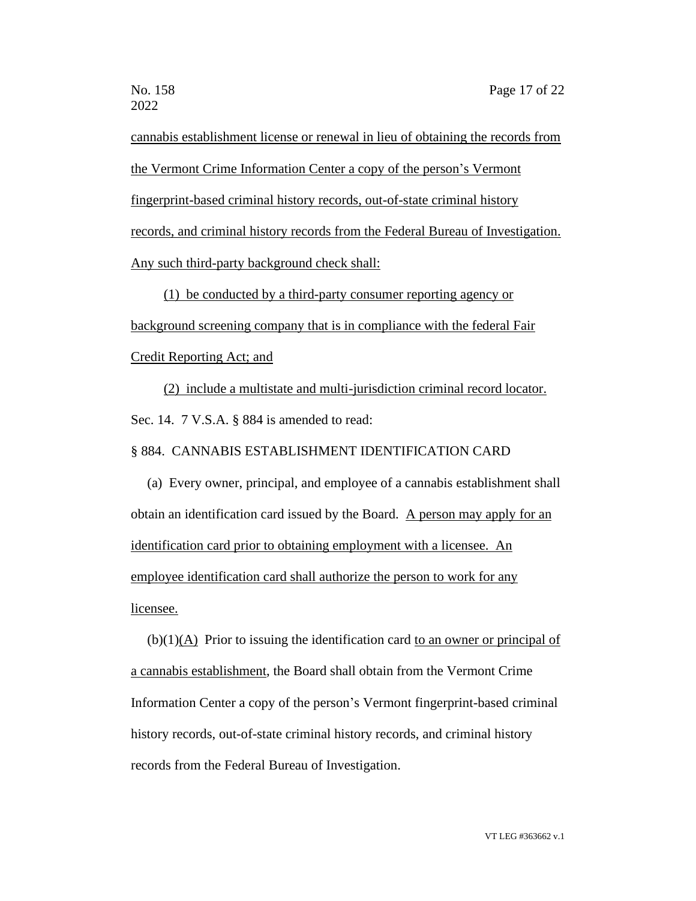cannabis establishment license or renewal in lieu of obtaining the records from the Vermont Crime Information Center a copy of the person's Vermont fingerprint-based criminal history records, out-of-state criminal history records, and criminal history records from the Federal Bureau of Investigation. Any such third-party background check shall:

(1) be conducted by a third-party consumer reporting agency or background screening company that is in compliance with the federal Fair Credit Reporting Act; and

(2) include a multistate and multi-jurisdiction criminal record locator.

Sec. 14. 7 V.S.A. § 884 is amended to read:

§ 884. CANNABIS ESTABLISHMENT IDENTIFICATION CARD

(a) Every owner, principal, and employee of a cannabis establishment shall obtain an identification card issued by the Board. A person may apply for an identification card prior to obtaining employment with a licensee. An employee identification card shall authorize the person to work for any licensee.

(b)(1)(A) Prior to issuing the identification card to an owner or principal of a cannabis establishment, the Board shall obtain from the Vermont Crime Information Center a copy of the person's Vermont fingerprint-based criminal history records, out-of-state criminal history records, and criminal history records from the Federal Bureau of Investigation.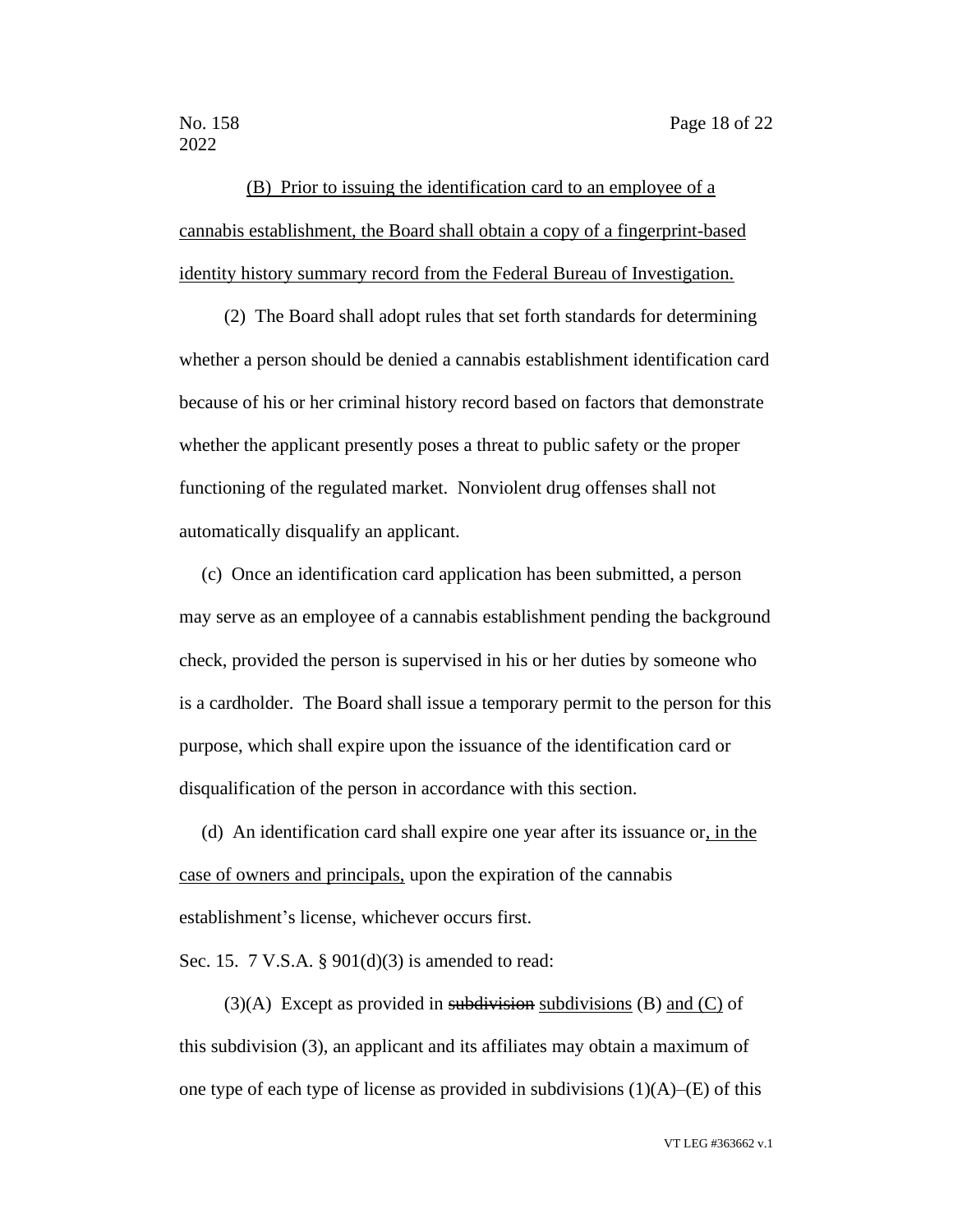(B) Prior to issuing the identification card to an employee of a cannabis establishment, the Board shall obtain a copy of a fingerprint-based identity history summary record from the Federal Bureau of Investigation.

(2) The Board shall adopt rules that set forth standards for determining whether a person should be denied a cannabis establishment identification card because of his or her criminal history record based on factors that demonstrate whether the applicant presently poses a threat to public safety or the proper functioning of the regulated market. Nonviolent drug offenses shall not automatically disqualify an applicant.

(c) Once an identification card application has been submitted, a person may serve as an employee of a cannabis establishment pending the background check, provided the person is supervised in his or her duties by someone who is a cardholder. The Board shall issue a temporary permit to the person for this purpose, which shall expire upon the issuance of the identification card or disqualification of the person in accordance with this section.

(d) An identification card shall expire one year after its issuance or, in the case of owners and principals, upon the expiration of the cannabis establishment's license, whichever occurs first.

Sec. 15. 7 V.S.A. § 901(d)(3) is amended to read:

(3)(A) Except as provided in ~~subdivision~~ subdivisions (B) and (C) of this subdivision (3), an applicant and its affiliates may obtain a maximum of one type of each type of license as provided in subdivisions (1)(A)–(E) of this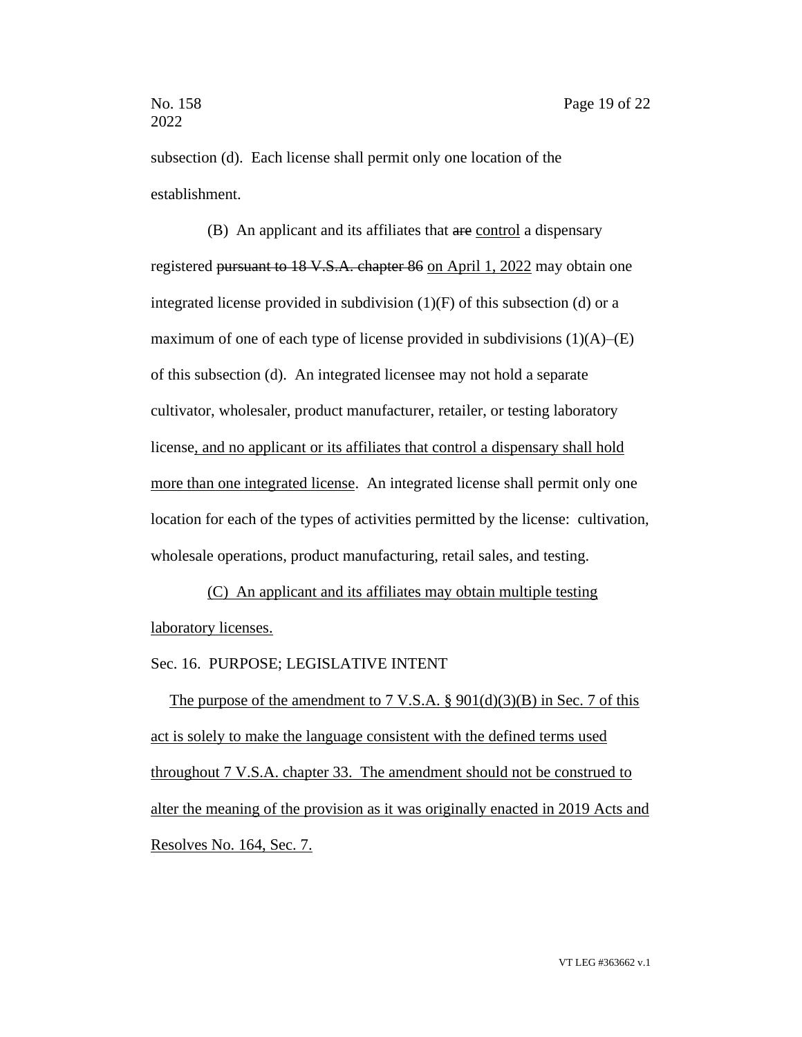subsection (d). Each license shall permit only one location of the establishment.

(B) An applicant and its affiliates that ~~are~~ <u>control</u> a dispensary registered ~~pursuant to 18 V.S.A. chapter 86~~ <u>on April 1, 2022</u> may obtain one integrated license provided in subdivision (1)(F) of this subsection (d) or a maximum of one of each type of license provided in subdivisions (1)(A)–(E) of this subsection (d). An integrated licensee may not hold a separate cultivator, wholesaler, product manufacturer, retailer, or testing laboratory license<u>, and no applicant or its affiliates that control a dispensary shall hold more than one integrated license</u>. An integrated license shall permit only one location for each of the types of activities permitted by the license: cultivation, wholesale operations, product manufacturing, retail sales, and testing.

<u>(C) An applicant and its affiliates may obtain multiple testing laboratory licenses.</u>

Sec. 16. PURPOSE; LEGISLATIVE INTENT

<u>The purpose of the amendment to 7 V.S.A. § 901(d)(3)(B) in Sec. 7 of this act is solely to make the language consistent with the defined terms used throughout 7 V.S.A. chapter 33. The amendment should not be construed to alter the meaning of the provision as it was originally enacted in 2019 Acts and Resolves No. 164, Sec. 7.</u>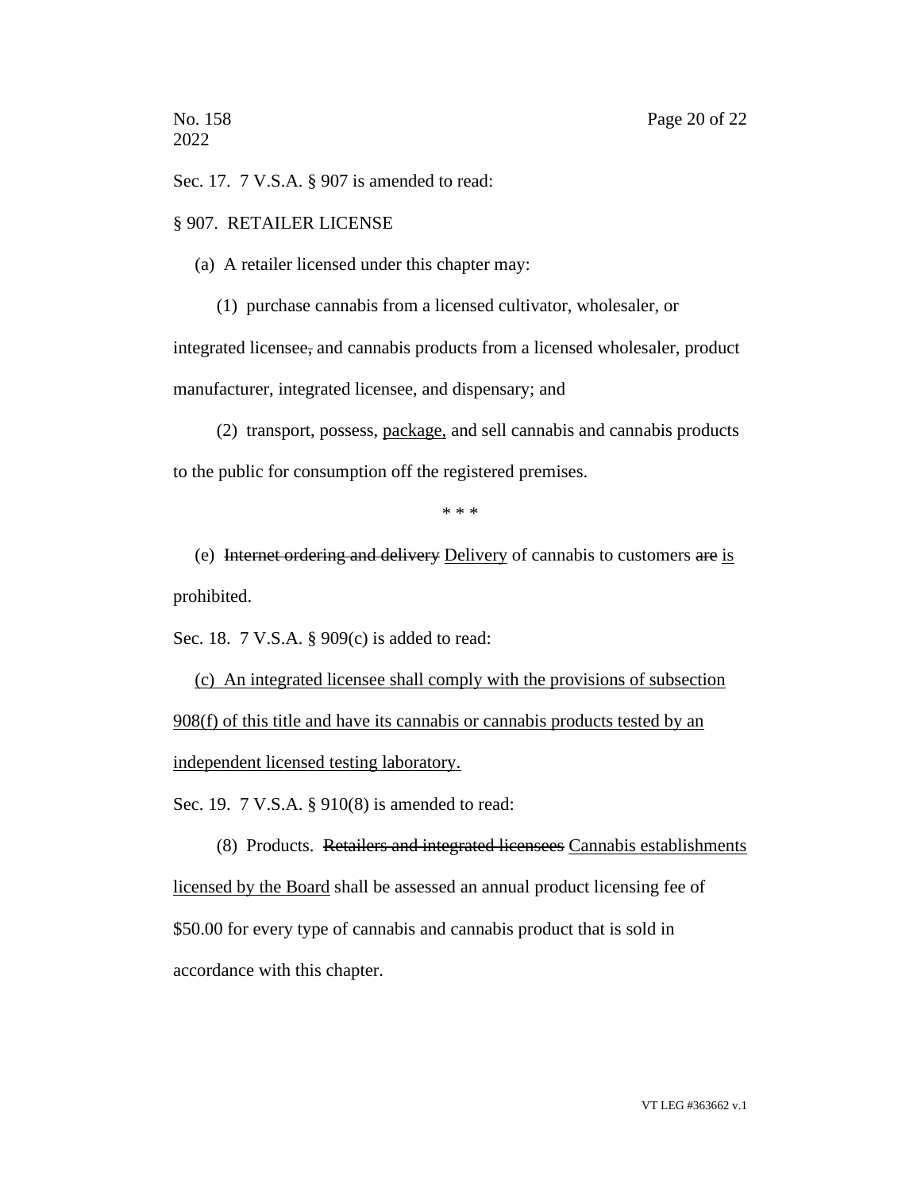Sec. 17. 7 V.S.A. § 907 is amended to read:

§ 907. RETAILER LICENSE

(a) A retailer licensed under this chapter may:

(1) purchase cannabis from a licensed cultivator, wholesaler, or integrated licensee~~,~~ and cannabis products from a licensed wholesaler, product manufacturer, integrated licensee, and dispensary; and

(2) transport, possess, <u>package,</u> and sell cannabis and cannabis products to the public for consumption off the registered premises.

\* \* \*

(e) ~~Internet ordering and delivery~~ <u>Delivery</u> of cannabis to customers ~~are~~ <u>is</u> prohibited.

Sec. 18. 7 V.S.A. § 909(c) is added to read:

<u>(c) An integrated licensee shall comply with the provisions of subsection 908(f) of this title and have its cannabis or cannabis products tested by an independent licensed testing laboratory.</u>

Sec. 19. 7 V.S.A. § 910(8) is amended to read:

(8) Products. ~~Retailers and integrated licensees~~ <u>Cannabis establishments licensed by the Board</u> shall be assessed an annual product licensing fee of $50.00 for every type of cannabis and cannabis product that is sold in accordance with this chapter.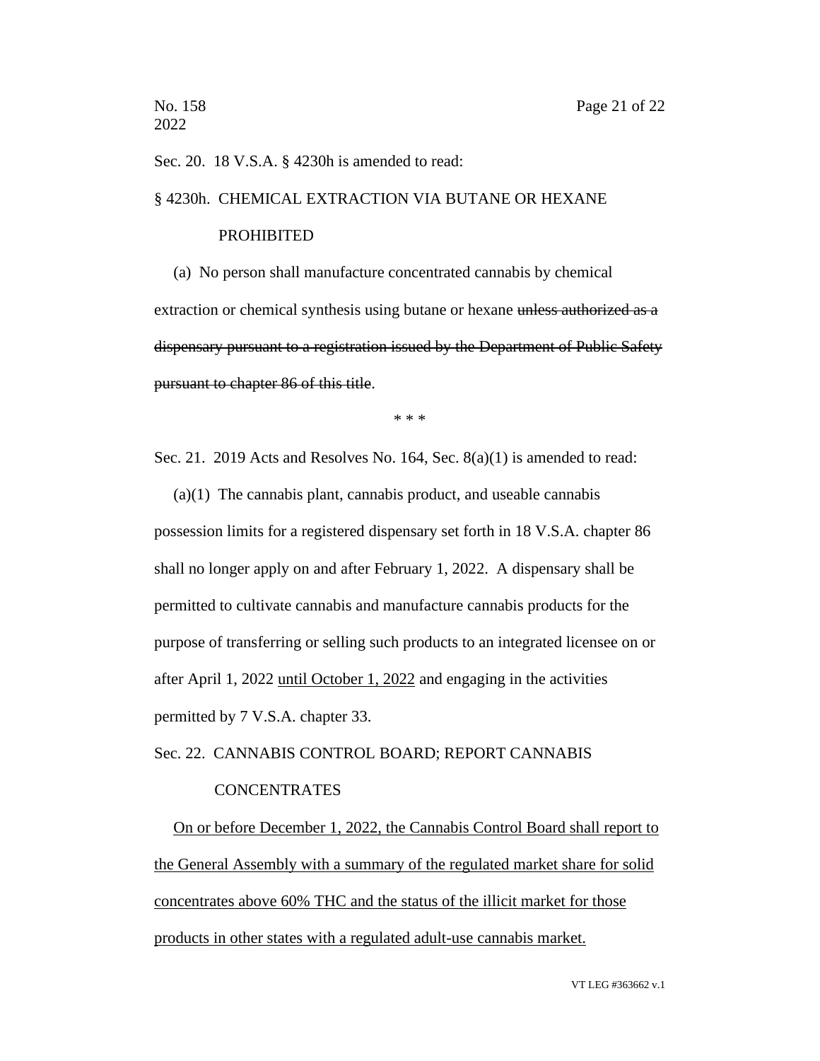Sec. 20. 18 V.S.A. § 4230h is amended to read:

§ 4230h. CHEMICAL EXTRACTION VIA BUTANE OR HEXANE PROHIBITED

(a) No person shall manufacture concentrated cannabis by chemical extraction or chemical synthesis using butane or hexane ~~unless authorized as a dispensary pursuant to a registration issued by the Department of Public Safety pursuant to chapter 86 of this title~~.

\* \* \*

Sec. 21. 2019 Acts and Resolves No. 164, Sec. 8(a)(1) is amended to read:

(a)(1) The cannabis plant, cannabis product, and useable cannabis possession limits for a registered dispensary set forth in 18 V.S.A. chapter 86 shall no longer apply on and after February 1, 2022. A dispensary shall be permitted to cultivate cannabis and manufacture cannabis products for the purpose of transferring or selling such products to an integrated licensee on or after April 1, 2022 <u>until October 1, 2022</u> and engaging in the activities permitted by 7 V.S.A. chapter 33.

Sec. 22. CANNABIS CONTROL BOARD; REPORT CANNABIS CONCENTRATES

<u>On or before December 1, 2022, the Cannabis Control Board shall report to the General Assembly with a summary of the regulated market share for solid concentrates above 60% THC and the status of the illicit market for those products in other states with a regulated adult-use cannabis market.</u>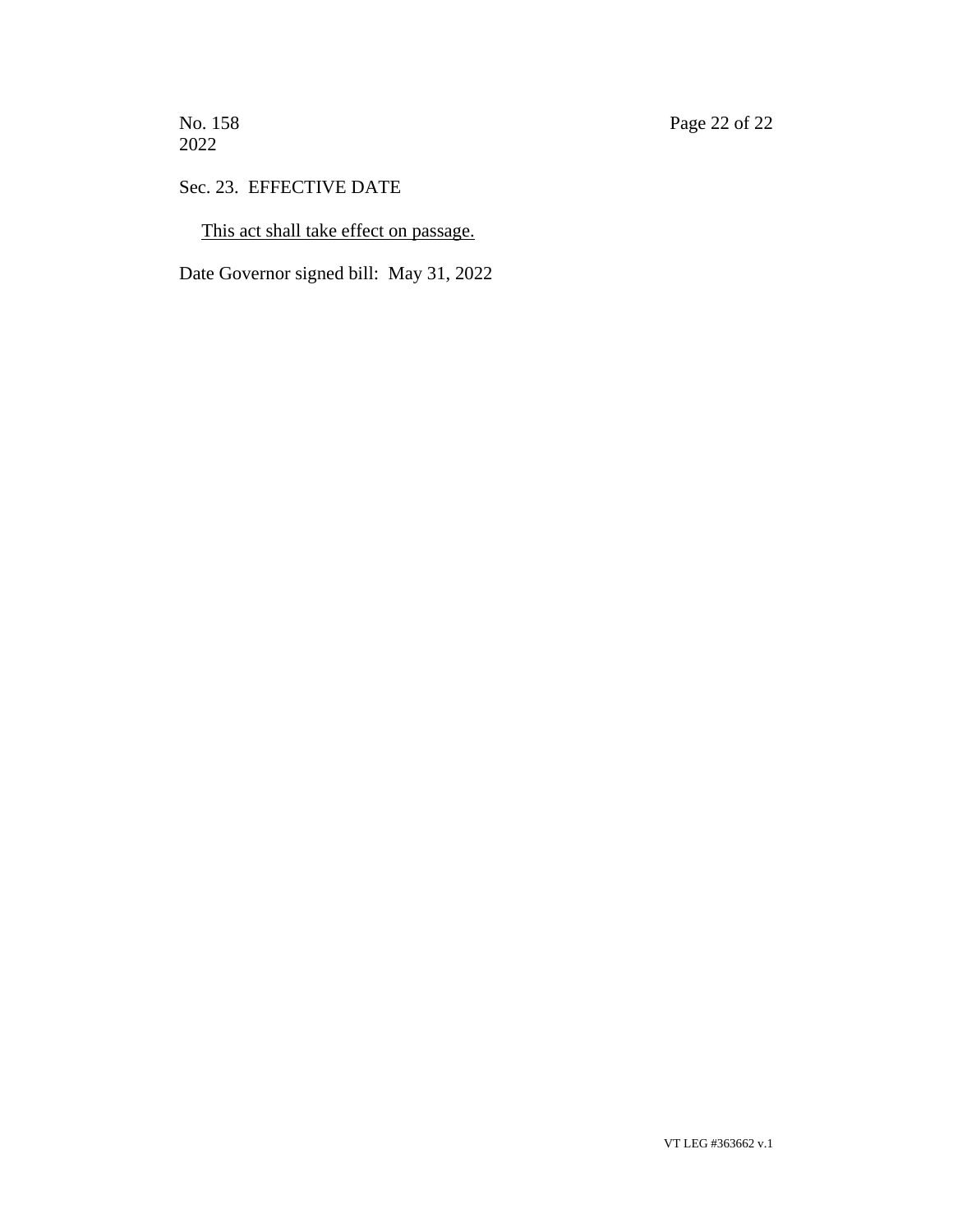Sec. 23. EFFECTIVE DATE

<u>This act shall take effect on passage.</u>

Date Governor signed bill: May 31, 2022